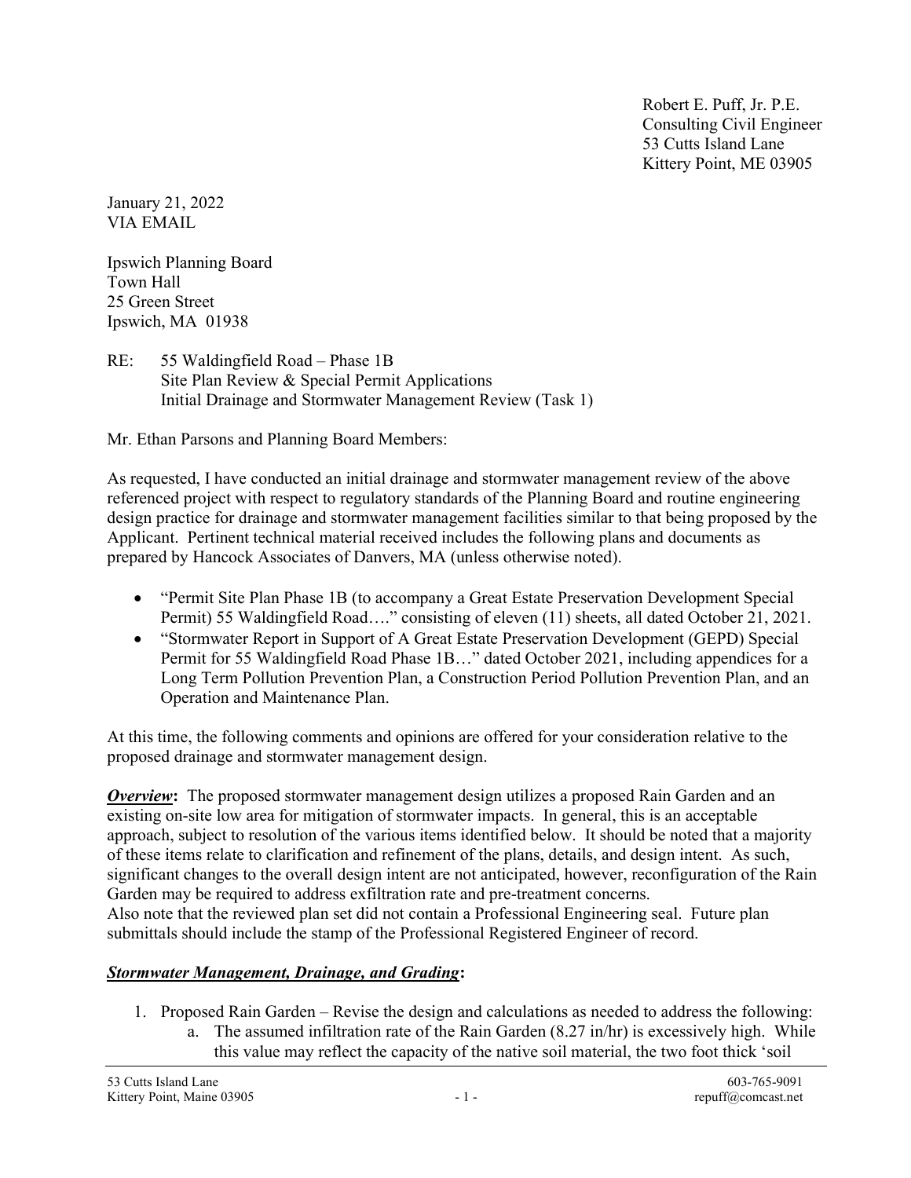Robert E. Puff, Jr. P.E.
Consulting Civil Engineer
53 Cutts Island Lane
Kittery Point, ME 03905

January 21, 2022
VIA EMAIL

Ipswich Planning Board
Town Hall
25 Green Street
Ipswich, MA 01938

RE: 55 Waldingfield Road – Phase 1B
Site Plan Review & Special Permit Applications
Initial Drainage and Stormwater Management Review (Task 1)

Mr. Ethan Parsons and Planning Board Members:

As requested, I have conducted an initial drainage and stormwater management review of the above referenced project with respect to regulatory standards of the Planning Board and routine engineering design practice for drainage and stormwater management facilities similar to that being proposed by the Applicant. Pertinent technical material received includes the following plans and documents as prepared by Hancock Associates of Danvers, MA (unless otherwise noted).

- "Permit Site Plan Phase 1B (to accompany a Great Estate Preservation Development Special Permit) 55 Waldingfield Road…." consisting of eleven (11) sheets, all dated October 21, 2021.
- "Stormwater Report in Support of A Great Estate Preservation Development (GEPD) Special Permit for 55 Waldingfield Road Phase 1B…" dated October 2021, including appendices for a Long Term Pollution Prevention Plan, a Construction Period Pollution Prevention Plan, and an Operation and Maintenance Plan.

At this time, the following comments and opinions are offered for your consideration relative to the proposed drainage and stormwater management design.

***Overview*****:** The proposed stormwater management design utilizes a proposed Rain Garden and an existing on-site low area for mitigation of stormwater impacts. In general, this is an acceptable approach, subject to resolution of the various items identified below. It should be noted that a majority of these items relate to clarification and refinement of the plans, details, and design intent. As such, significant changes to the overall design intent are not anticipated, however, reconfiguration of the Rain Garden may be required to address exfiltration rate and pre-treatment concerns.
Also note that the reviewed plan set did not contain a Professional Engineering seal. Future plan submittals should include the stamp of the Professional Registered Engineer of record.

***Stormwater Management, Drainage, and Grading*****:**

1. Proposed Rain Garden – Revise the design and calculations as needed to address the following:
    a. The assumed infiltration rate of the Rain Garden (8.27 in/hr) is excessively high. While this value may reflect the capacity of the native soil material, the two foot thick 'soil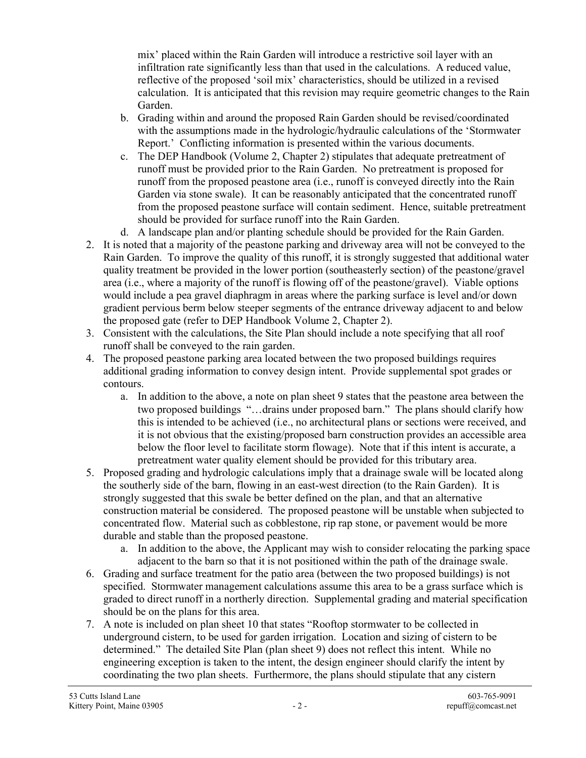mix' placed within the Rain Garden will introduce a restrictive soil layer with an infiltration rate significantly less than that used in the calculations. A reduced value, reflective of the proposed 'soil mix' characteristics, should be utilized in a revised calculation. It is anticipated that this revision may require geometric changes to the Rain Garden.

   b. Grading within and around the proposed Rain Garden should be revised/coordinated with the assumptions made in the hydrologic/hydraulic calculations of the 'Stormwater Report.' Conflicting information is presented within the various documents.
   c. The DEP Handbook (Volume 2, Chapter 2) stipulates that adequate pretreatment of runoff must be provided prior to the Rain Garden. No pretreatment is proposed for runoff from the proposed peastone area (i.e., runoff is conveyed directly into the Rain Garden via stone swale). It can be reasonably anticipated that the concentrated runoff from the proposed peastone surface will contain sediment. Hence, suitable pretreatment should be provided for surface runoff into the Rain Garden.
   d. A landscape plan and/or planting schedule should be provided for the Rain Garden.

2. It is noted that a majority of the peastone parking and driveway area will not be conveyed to the Rain Garden. To improve the quality of this runoff, it is strongly suggested that additional water quality treatment be provided in the lower portion (southeasterly section) of the peastone/gravel area (i.e., where a majority of the runoff is flowing off of the peastone/gravel). Viable options would include a pea gravel diaphragm in areas where the parking surface is level and/or down gradient pervious berm below steeper segments of the entrance driveway adjacent to and below the proposed gate (refer to DEP Handbook Volume 2, Chapter 2).
3. Consistent with the calculations, the Site Plan should include a note specifying that all roof runoff shall be conveyed to the rain garden.
4. The proposed peastone parking area located between the two proposed buildings requires additional grading information to convey design intent. Provide supplemental spot grades or contours.
   a. In addition to the above, a note on plan sheet 9 states that the peastone area between the two proposed buildings "…drains under proposed barn." The plans should clarify how this is intended to be achieved (i.e., no architectural plans or sections were received, and it is not obvious that the existing/proposed barn construction provides an accessible area below the floor level to facilitate storm flowage). Note that if this intent is accurate, a pretreatment water quality element should be provided for this tributary area.
5. Proposed grading and hydrologic calculations imply that a drainage swale will be located along the southerly side of the barn, flowing in an east-west direction (to the Rain Garden). It is strongly suggested that this swale be better defined on the plan, and that an alternative construction material be considered. The proposed peastone will be unstable when subjected to concentrated flow. Material such as cobblestone, rip rap stone, or pavement would be more durable and stable than the proposed peastone.
   a. In addition to the above, the Applicant may wish to consider relocating the parking space adjacent to the barn so that it is not positioned within the path of the drainage swale.
6. Grading and surface treatment for the patio area (between the two proposed buildings) is not specified. Stormwater management calculations assume this area to be a grass surface which is graded to direct runoff in a northerly direction. Supplemental grading and material specification should be on the plans for this area.
7. A note is included on plan sheet 10 that states "Rooftop stormwater to be collected in underground cistern, to be used for garden irrigation. Location and sizing of cistern to be determined." The detailed Site Plan (plan sheet 9) does not reflect this intent. While no engineering exception is taken to the intent, the design engineer should clarify the intent by coordinating the two plan sheets. Furthermore, the plans should stipulate that any cistern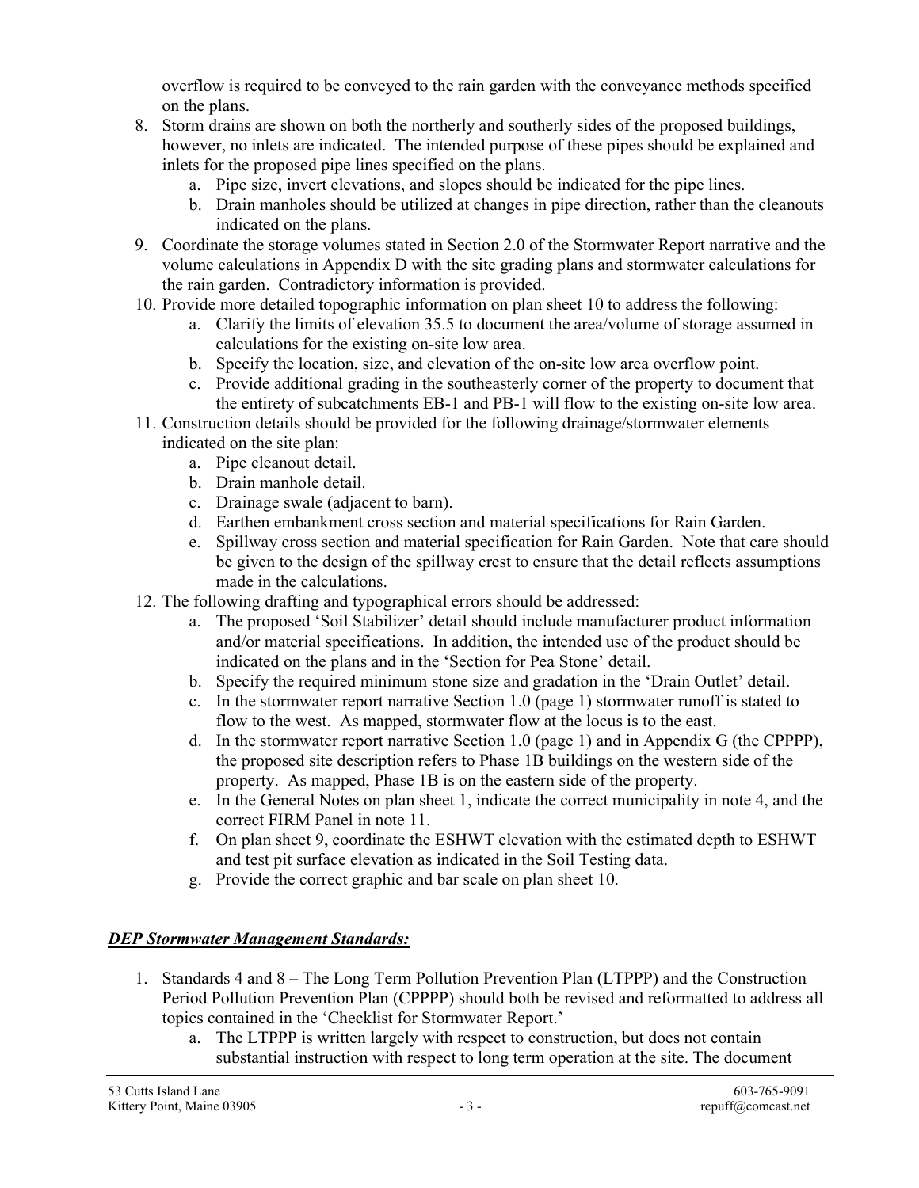overflow is required to be conveyed to the rain garden with the conveyance methods specified on the plans.

8. Storm drains are shown on both the northerly and southerly sides of the proposed buildings, however, no inlets are indicated. The intended purpose of these pipes should be explained and inlets for the proposed pipe lines specified on the plans.
   a. Pipe size, invert elevations, and slopes should be indicated for the pipe lines.
   b. Drain manholes should be utilized at changes in pipe direction, rather than the cleanouts indicated on the plans.
9. Coordinate the storage volumes stated in Section 2.0 of the Stormwater Report narrative and the volume calculations in Appendix D with the site grading plans and stormwater calculations for the rain garden. Contradictory information is provided.
10. Provide more detailed topographic information on plan sheet 10 to address the following:
    a. Clarify the limits of elevation 35.5 to document the area/volume of storage assumed in calculations for the existing on-site low area.
    b. Specify the location, size, and elevation of the on-site low area overflow point.
    c. Provide additional grading in the southeasterly corner of the property to document that the entirety of subcatchments EB-1 and PB-1 will flow to the existing on-site low area.
11. Construction details should be provided for the following drainage/stormwater elements indicated on the site plan:
    a. Pipe cleanout detail.
    b. Drain manhole detail.
    c. Drainage swale (adjacent to barn).
    d. Earthen embankment cross section and material specifications for Rain Garden.
    e. Spillway cross section and material specification for Rain Garden. Note that care should be given to the design of the spillway crest to ensure that the detail reflects assumptions made in the calculations.
12. The following drafting and typographical errors should be addressed:
    a. The proposed 'Soil Stabilizer' detail should include manufacturer product information and/or material specifications. In addition, the intended use of the product should be indicated on the plans and in the 'Section for Pea Stone' detail.
    b. Specify the required minimum stone size and gradation in the 'Drain Outlet' detail.
    c. In the stormwater report narrative Section 1.0 (page 1) stormwater runoff is stated to flow to the west. As mapped, stormwater flow at the locus is to the east.
    d. In the stormwater report narrative Section 1.0 (page 1) and in Appendix G (the CPPPP), the proposed site description refers to Phase 1B buildings on the western side of the property. As mapped, Phase 1B is on the eastern side of the property.
    e. In the General Notes on plan sheet 1, indicate the correct municipality in note 4, and the correct FIRM Panel in note 11.
    f. On plan sheet 9, coordinate the ESHWT elevation with the estimated depth to ESHWT and test pit surface elevation as indicated in the Soil Testing data.
    g. Provide the correct graphic and bar scale on plan sheet 10.

***DEP Stormwater Management Standards:***

1. Standards 4 and 8 – The Long Term Pollution Prevention Plan (LTPPP) and the Construction Period Pollution Prevention Plan (CPPPP) should both be revised and reformatted to address all topics contained in the 'Checklist for Stormwater Report.'
   a. The LTPPP is written largely with respect to construction, but does not contain substantial instruction with respect to long term operation at the site. The document

53 Cutts Island Lane
Kittery Point, Maine 03905

603-765-9091
repuff@comcast.net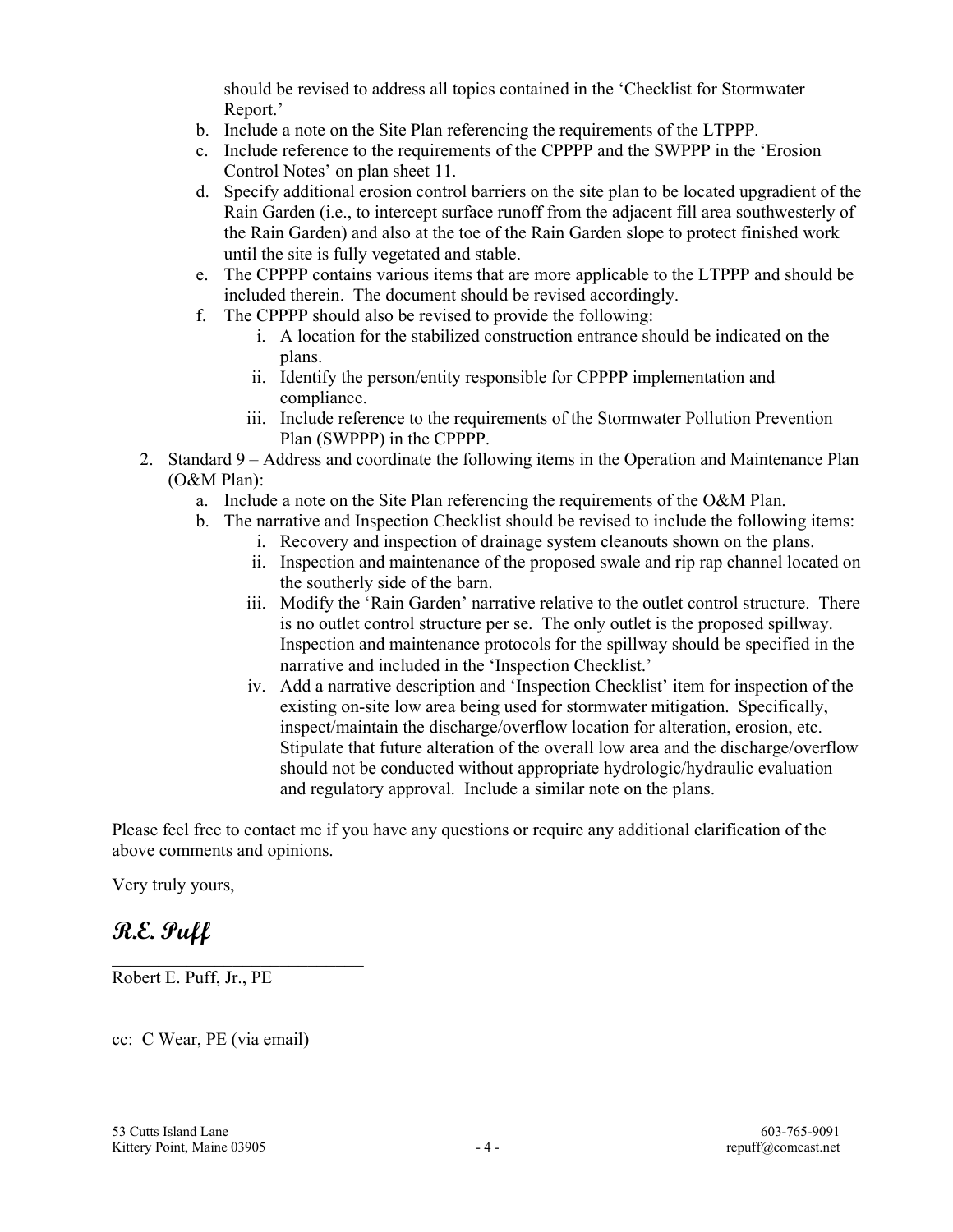should be revised to address all topics contained in the 'Checklist for Stormwater Report.'

   b. Include a note on the Site Plan referencing the requirements of the LTPPP.
   c. Include reference to the requirements of the CPPPP and the SWPPP in the 'Erosion Control Notes' on plan sheet 11.
   d. Specify additional erosion control barriers on the site plan to be located upgradient of the Rain Garden (i.e., to intercept surface runoff from the adjacent fill area southwesterly of the Rain Garden) and also at the toe of the Rain Garden slope to protect finished work until the site is fully vegetated and stable.
   e. The CPPPP contains various items that are more applicable to the LTPPP and should be included therein. The document should be revised accordingly.
   f. The CPPPP should also be revised to provide the following:
      i. A location for the stabilized construction entrance should be indicated on the plans.
      ii. Identify the person/entity responsible for CPPPP implementation and compliance.
      iii. Include reference to the requirements of the Stormwater Pollution Prevention Plan (SWPPP) in the CPPPP.

2. Standard 9 – Address and coordinate the following items in the Operation and Maintenance Plan (O&M Plan):
   a. Include a note on the Site Plan referencing the requirements of the O&M Plan.
   b. The narrative and Inspection Checklist should be revised to include the following items:
      i. Recovery and inspection of drainage system cleanouts shown on the plans.
      ii. Inspection and maintenance of the proposed swale and rip rap channel located on the southerly side of the barn.
      iii. Modify the 'Rain Garden' narrative relative to the outlet control structure. There is no outlet control structure per se. The only outlet is the proposed spillway. Inspection and maintenance protocols for the spillway should be specified in the narrative and included in the 'Inspection Checklist.'
      iv. Add a narrative description and 'Inspection Checklist' item for inspection of the existing on-site low area being used for stormwater mitigation. Specifically, inspect/maintain the discharge/overflow location for alteration, erosion, etc. Stipulate that future alteration of the overall low area and the discharge/overflow should not be conducted without appropriate hydrologic/hydraulic evaluation and regulatory approval. Include a similar note on the plans.

Please feel free to contact me if you have any questions or require any additional clarification of the above comments and opinions.

Very truly yours,

*R.E. Puff*

Robert E. Puff, Jr., PE

cc: C Wear, PE (via email)

53 Cutts Island Lane
Kittery Point, Maine 03905

603-765-9091
repuff@comcast.net